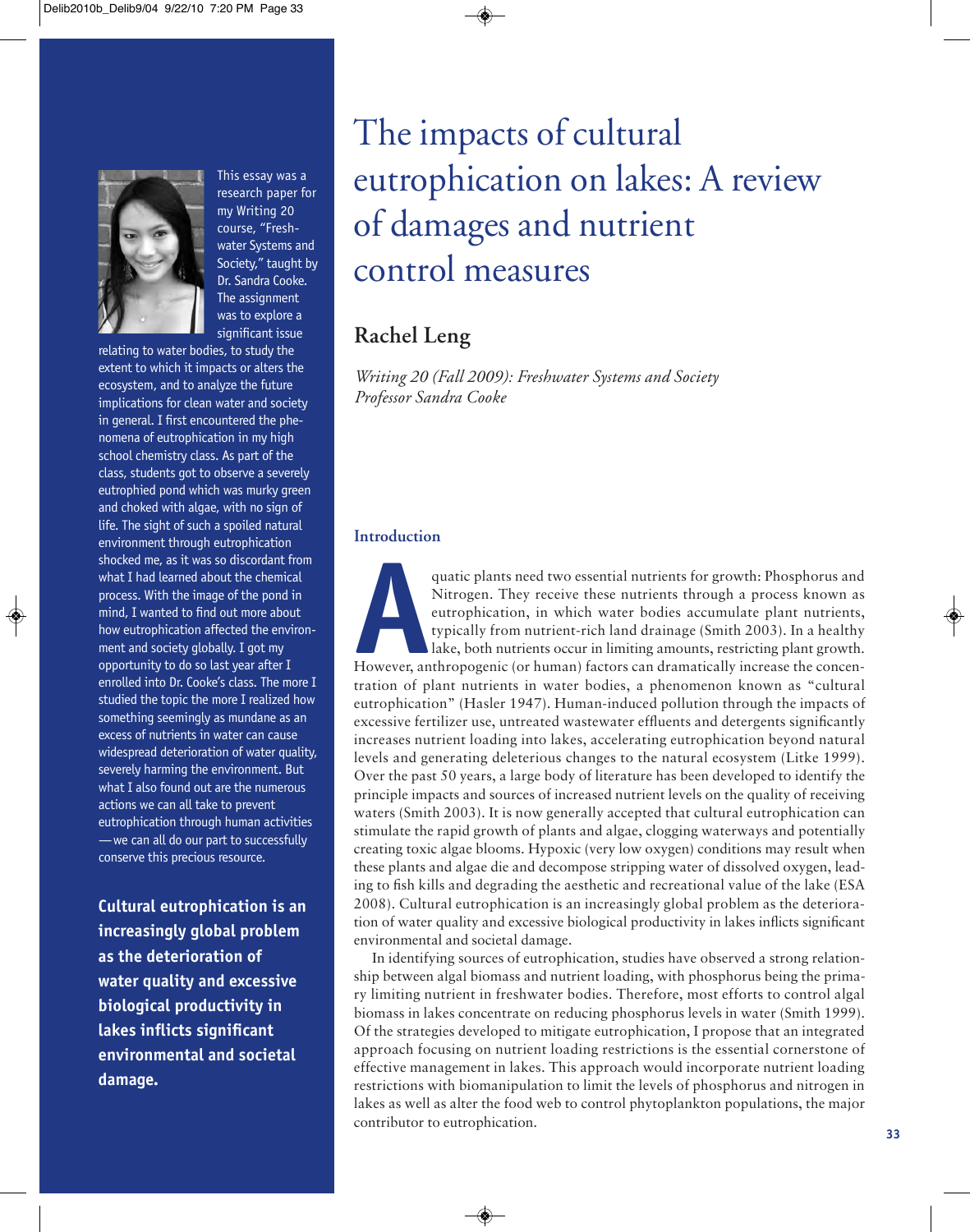# The impacts of cultural eutrophication on lakes: A review of damages and nutrient control measures

## Rachel Leng

*Writing 20 (Fall 2009): Freshwater Systems and Society*
*Professor Sandra Cooke*

This essay was a research paper for my Writing 20 course, "Freshwater Systems and Society," taught by Dr. Sandra Cooke. The assignment was to explore a significant issue relating to water bodies, to study the extent to which it impacts or alters the ecosystem, and to analyze the future implications for clean water and society in general. I first encountered the phenomena of eutrophication in my high school chemistry class. As part of the class, students got to observe a severely eutrophied pond which was murky green and choked with algae, with no sign of life. The sight of such a spoiled natural environment through eutrophication shocked me, as it was so discordant from what I had learned about the chemical process. With the image of the pond in mind, I wanted to find out more about how eutrophication affected the environment and society globally. I got my opportunity to do so last year after I enrolled into Dr. Cooke's class. The more I studied the topic the more I realized how something seemingly as mundane as an excess of nutrients in water can cause widespread deterioration of water quality, severely harming the environment. But what I also found out are the numerous actions we can all take to prevent eutrophication through human activities—we can all do our part to successfully conserve this precious resource.

**Cultural eutrophication is an increasingly global problem as the deterioration of water quality and excessive biological productivity in lakes inflicts significant environmental and societal damage.**

### Introduction

Aquatic plants need two essential nutrients for growth: Phosphorus and Nitrogen. They receive these nutrients through a process known as eutrophication, in which water bodies accumulate plant nutrients, typically from nutrient-rich land drainage (Smith 2003). In a healthy lake, both nutrients occur in limiting amounts, restricting plant growth. However, anthropogenic (or human) factors can dramatically increase the concentration of plant nutrients in water bodies, a phenomenon known as "cultural eutrophication" (Hasler 1947). Human-induced pollution through the impacts of excessive fertilizer use, untreated wastewater effluents and detergents significantly increases nutrient loading into lakes, accelerating eutrophication beyond natural levels and generating deleterious changes to the natural ecosystem (Litke 1999). Over the past 50 years, a large body of literature has been developed to identify the principle impacts and sources of increased nutrient levels on the quality of receiving waters (Smith 2003). It is now generally accepted that cultural eutrophication can stimulate the rapid growth of plants and algae, clogging waterways and potentially creating toxic algae blooms. Hypoxic (very low oxygen) conditions may result when these plants and algae die and decompose stripping water of dissolved oxygen, leading to fish kills and degrading the aesthetic and recreational value of the lake (ESA 2008). Cultural eutrophication is an increasingly global problem as the deterioration of water quality and excessive biological productivity in lakes inflicts significant environmental and societal damage.

In identifying sources of eutrophication, studies have observed a strong relationship between algal biomass and nutrient loading, with phosphorus being the primary limiting nutrient in freshwater bodies. Therefore, most efforts to control algal biomass in lakes concentrate on reducing phosphorus levels in water (Smith 1999). Of the strategies developed to mitigate eutrophication, I propose that an integrated approach focusing on nutrient loading restrictions is the essential cornerstone of effective management in lakes. This approach would incorporate nutrient loading restrictions with biomanipulation to limit the levels of phosphorus and nitrogen in lakes as well as alter the food web to control phytoplankton populations, the major contributor to eutrophication.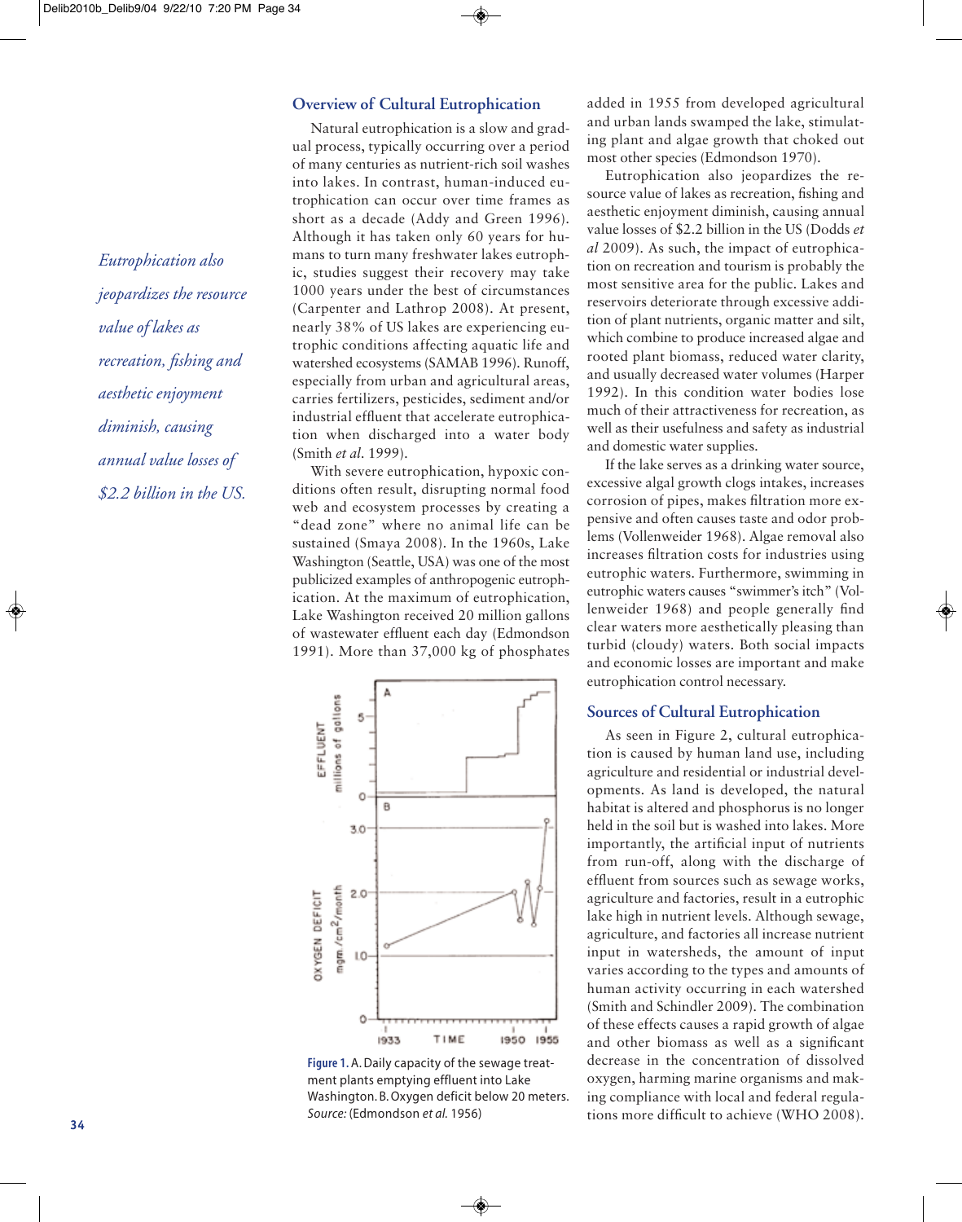## Overview of Cultural Eutrophication

Natural eutrophication is a slow and gradual process, typically occurring over a period of many centuries as nutrient-rich soil washes into lakes. In contrast, human-induced eutrophication can occur over time frames as short as a decade (Addy and Green 1996). Although it has taken only 60 years for humans to turn many freshwater lakes eutrophic, studies suggest their recovery may take 1000 years under the best of circumstances (Carpenter and Lathrop 2008). At present, nearly 38% of US lakes are experiencing eutrophic conditions affecting aquatic life and watershed ecosystems (SAMAB 1996). Runoff, especially from urban and agricultural areas, carries fertilizers, pesticides, sediment and/or industrial effluent that accelerate eutrophication when discharged into a water body (Smith *et al.* 1999).

With severe eutrophication, hypoxic conditions often result, disrupting normal food web and ecosystem processes by creating a "dead zone" where no animal life can be sustained (Smaya 2008). In the 1960s, Lake Washington (Seattle, USA) was one of the most publicized examples of anthropogenic eutrophication. At the maximum of eutrophication, Lake Washington received 20 million gallons of wastewater effluent each day (Edmondson 1991). More than 37,000 kg of phosphates added in 1955 from developed agricultural and urban lands swamped the lake, stimulating plant and algae growth that choked out most other species (Edmondson 1970).

**Figure 1.** A. Daily capacity of the sewage treatment plants emptying effluent into Lake Washington. B. Oxygen deficit below 20 meters. *Source:* (Edmondson *et al.* 1956)

Eutrophication also jeopardizes the resource value of lakes as recreation, fishing and aesthetic enjoyment diminish, causing annual value losses of $2.2 billion in the US (Dodds *et al* 2009). As such, the impact of eutrophication on recreation and tourism is probably the most sensitive area for the public. Lakes and reservoirs deteriorate through excessive addition of plant nutrients, organic matter and silt, which combine to produce increased algae and rooted plant biomass, reduced water clarity, and usually decreased water volumes (Harper 1992). In this condition water bodies lose much of their attractiveness for recreation, as well as their usefulness and safety as industrial and domestic water supplies.

*Eutrophication also jeopardizes the resource value of lakes as recreation, fishing and aesthetic enjoyment diminish, causing annual value losses of $2.2 billion in the US.*

If the lake serves as a drinking water source, excessive algal growth clogs intakes, increases corrosion of pipes, makes filtration more expensive and often causes taste and odor problems (Vollenweider 1968). Algae removal also increases filtration costs for industries using eutrophic waters. Furthermore, swimming in eutrophic waters causes "swimmer's itch" (Vollenweider 1968) and people generally find clear waters more aesthetically pleasing than turbid (cloudy) waters. Both social impacts and economic losses are important and make eutrophication control necessary.

## Sources of Cultural Eutrophication

As seen in Figure 2, cultural eutrophication is caused by human land use, including agriculture and residential or industrial developments. As land is developed, the natural habitat is altered and phosphorus is no longer held in the soil but is washed into lakes. More importantly, the artificial input of nutrients from run-off, along with the discharge of effluent from sources such as sewage works, agriculture and factories, result in a eutrophic lake high in nutrient levels. Although sewage, agriculture, and factories all increase nutrient input in watersheds, the amount of input varies according to the types and amounts of human activity occurring in each watershed (Smith and Schindler 2009). The combination of these effects causes a rapid growth of algae and other biomass as well as a significant decrease in the concentration of dissolved oxygen, harming marine organisms and making compliance with local and federal regulations more difficult to achieve (WHO 2008).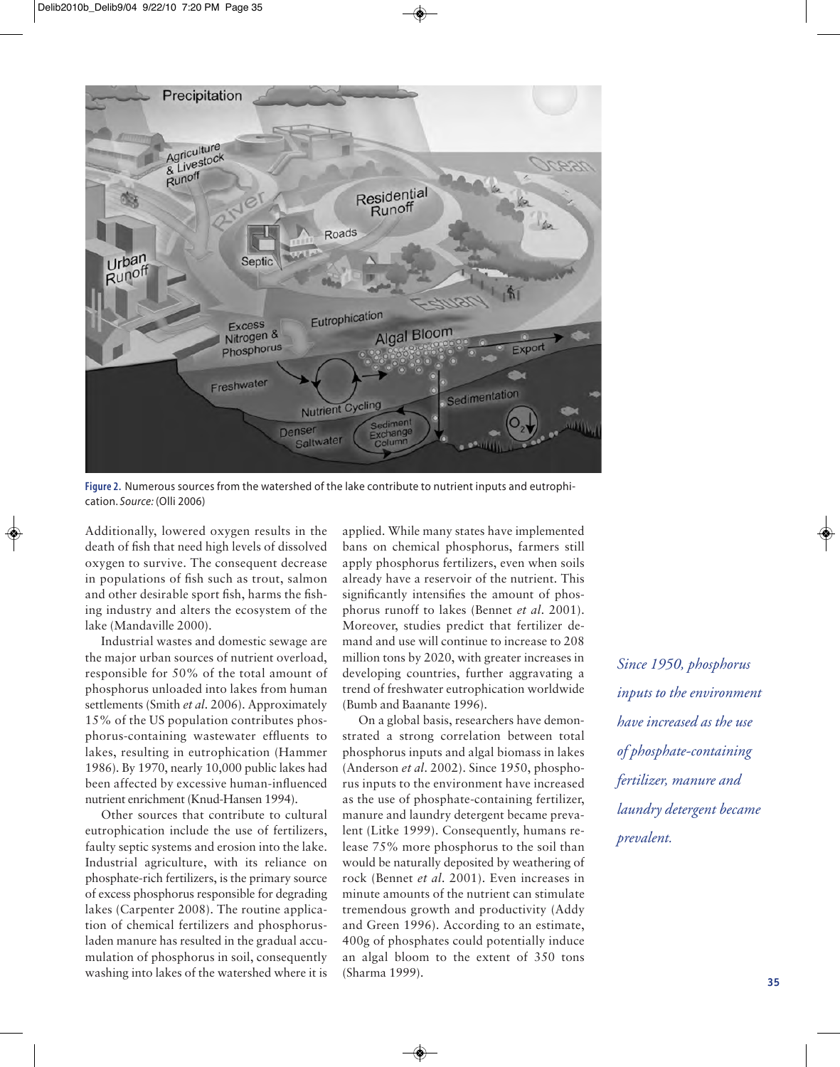Figure 2. Numerous sources from the watershed of the lake contribute to nutrient inputs and eutrophication. *Source:* (Olli 2006)

Additionally, lowered oxygen results in the death of fish that need high levels of dissolved oxygen to survive. The consequent decrease in populations of fish such as trout, salmon and other desirable sport fish, harms the fishing industry and alters the ecosystem of the lake (Mandaville 2000).

Industrial wastes and domestic sewage are the major urban sources of nutrient overload, responsible for 50% of the total amount of phosphorus unloaded into lakes from human settlements (Smith *et al.* 2006). Approximately 15% of the US population contributes phosphorus-containing wastewater effluents to lakes, resulting in eutrophication (Hammer 1986). By 1970, nearly 10,000 public lakes had been affected by excessive human-influenced nutrient enrichment (Knud-Hansen 1994).

Other sources that contribute to cultural eutrophication include the use of fertilizers, faulty septic systems and erosion into the lake. Industrial agriculture, with its reliance on phosphate-rich fertilizers, is the primary source of excess phosphorus responsible for degrading lakes (Carpenter 2008). The routine application of chemical fertilizers and phosphorus-laden manure has resulted in the gradual accumulation of phosphorus in soil, consequently washing into lakes of the watershed where it is applied. While many states have implemented bans on chemical phosphorus, farmers still apply phosphorus fertilizers, even when soils already have a reservoir of the nutrient. This significantly intensifies the amount of phosphorus runoff to lakes (Bennet *et al.* 2001). Moreover, studies predict that fertilizer demand and use will continue to increase to 208 million tons by 2020, with greater increases in developing countries, further aggravating a trend of freshwater eutrophication worldwide (Bumb and Baanante 1996).

On a global basis, researchers have demonstrated a strong correlation between total phosphorus inputs and algal biomass in lakes (Anderson *et al.* 2002). Since 1950, phosphorus inputs to the environment have increased as the use of phosphate-containing fertilizer, manure and laundry detergent became prevalent (Litke 1999). Consequently, humans release 75% more phosphorus to the soil than would be naturally deposited by weathering of rock (Bennet *et al.* 2001). Even increases in minute amounts of the nutrient can stimulate tremendous growth and productivity (Addy and Green 1996). According to an estimate, 400g of phosphates could potentially induce an algal bloom to the extent of 350 tons (Sharma 1999).

*Since 1950, phosphorus inputs to the environment have increased as the use of phosphate-containing fertilizer, manure and laundry detergent became prevalent.*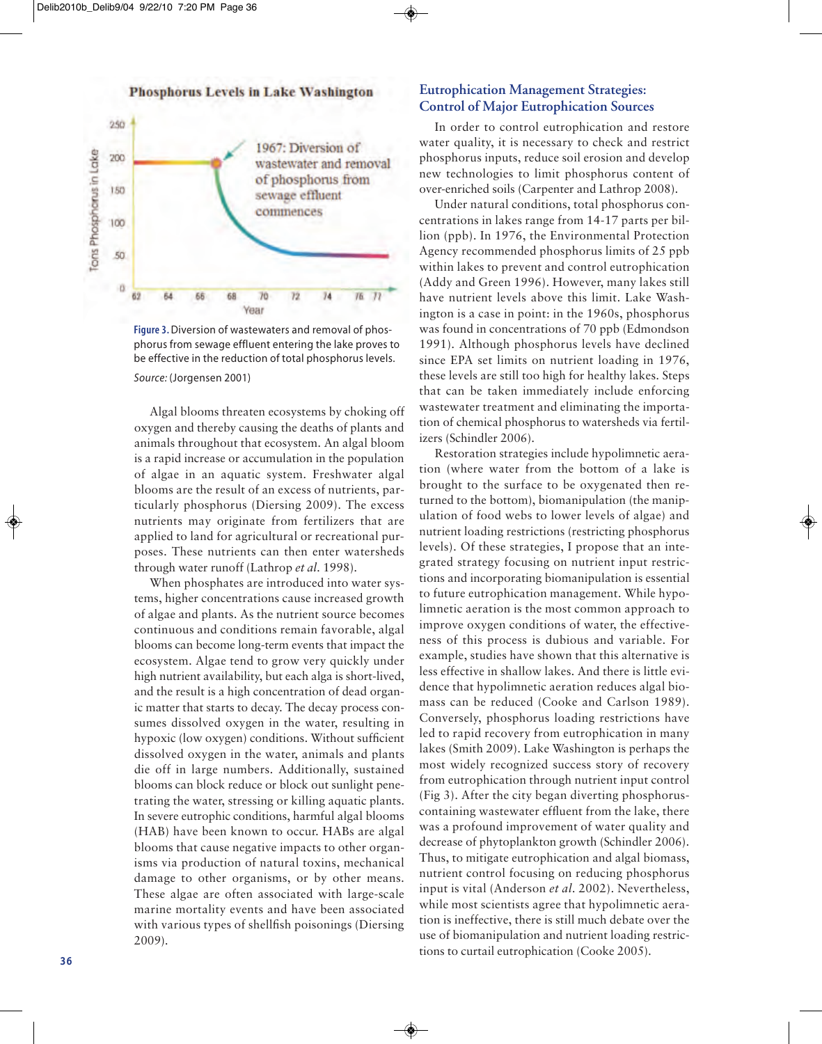**Figure 3.** Diversion of wastewaters and removal of phosphorus from sewage effluent entering the lake proves to be effective in the reduction of total phosphorus levels.

*Source:* (Jorgensen 2001)

Algal blooms threaten ecosystems by choking off oxygen and thereby causing the deaths of plants and animals throughout that ecosystem. An algal bloom is a rapid increase or accumulation in the population of algae in an aquatic system. Freshwater algal blooms are the result of an excess of nutrients, particularly phosphorus (Diersing 2009). The excess nutrients may originate from fertilizers that are applied to land for agricultural or recreational purposes. These nutrients can then enter watersheds through water runoff (Lathrop *et al.* 1998).

When phosphates are introduced into water systems, higher concentrations cause increased growth of algae and plants. As the nutrient source becomes continuous and conditions remain favorable, algal blooms can become long-term events that impact the ecosystem. Algae tend to grow very quickly under high nutrient availability, but each alga is short-lived, and the result is a high concentration of dead organic matter that starts to decay. The decay process consumes dissolved oxygen in the water, resulting in hypoxic (low oxygen) conditions. Without sufficient dissolved oxygen in the water, animals and plants die off in large numbers. Additionally, sustained blooms can block reduce or block out sunlight penetrating the water, stressing or killing aquatic plants. In severe eutrophic conditions, harmful algal blooms (HAB) have been known to occur. HABs are algal blooms that cause negative impacts to other organisms via production of natural toxins, mechanical damage to other organisms, or by other means. These algae are often associated with large-scale marine mortality events and have been associated with various types of shellfish poisonings (Diersing 2009).

## Eutrophication Management Strategies: Control of Major Eutrophication Sources

In order to control eutrophication and restore water quality, it is necessary to check and restrict phosphorus inputs, reduce soil erosion and develop new technologies to limit phosphorus content of over-enriched soils (Carpenter and Lathrop 2008).

Under natural conditions, total phosphorus concentrations in lakes range from 14-17 parts per billion (ppb). In 1976, the Environmental Protection Agency recommended phosphorus limits of 25 ppb within lakes to prevent and control eutrophication (Addy and Green 1996). However, many lakes still have nutrient levels above this limit. Lake Washington is a case in point: in the 1960s, phosphorus was found in concentrations of 70 ppb (Edmondson 1991). Although phosphorus levels have declined since EPA set limits on nutrient loading in 1976, these levels are still too high for healthy lakes. Steps that can be taken immediately include enforcing wastewater treatment and eliminating the importation of chemical phosphorus to watersheds via fertilizers (Schindler 2006).

Restoration strategies include hypolimnetic aeration (where water from the bottom of a lake is brought to the surface to be oxygenated then returned to the bottom), biomanipulation (the manipulation of food webs to lower levels of algae) and nutrient loading restrictions (restricting phosphorus levels). Of these strategies, I propose that an integrated strategy focusing on nutrient input restrictions and incorporating biomanipulation is essential to future eutrophication management. While hypolimnetic aeration is the most common approach to improve oxygen conditions of water, the effectiveness of this process is dubious and variable. For example, studies have shown that this alternative is less effective in shallow lakes. And there is little evidence that hypolimnetic aeration reduces algal biomass can be reduced (Cooke and Carlson 1989). Conversely, phosphorus loading restrictions have led to rapid recovery from eutrophication in many lakes (Smith 2009). Lake Washington is perhaps the most widely recognized success story of recovery from eutrophication through nutrient input control (Fig 3). After the city began diverting phosphorus-containing wastewater effluent from the lake, there was a profound improvement of water quality and decrease of phytoplankton growth (Schindler 2006). Thus, to mitigate eutrophication and algal biomass, nutrient control focusing on reducing phosphorus input is vital (Anderson *et al.* 2002). Nevertheless, while most scientists agree that hypolimnetic aeration is ineffective, there is still much debate over the use of biomanipulation and nutrient loading restrictions to curtail eutrophication (Cooke 2005).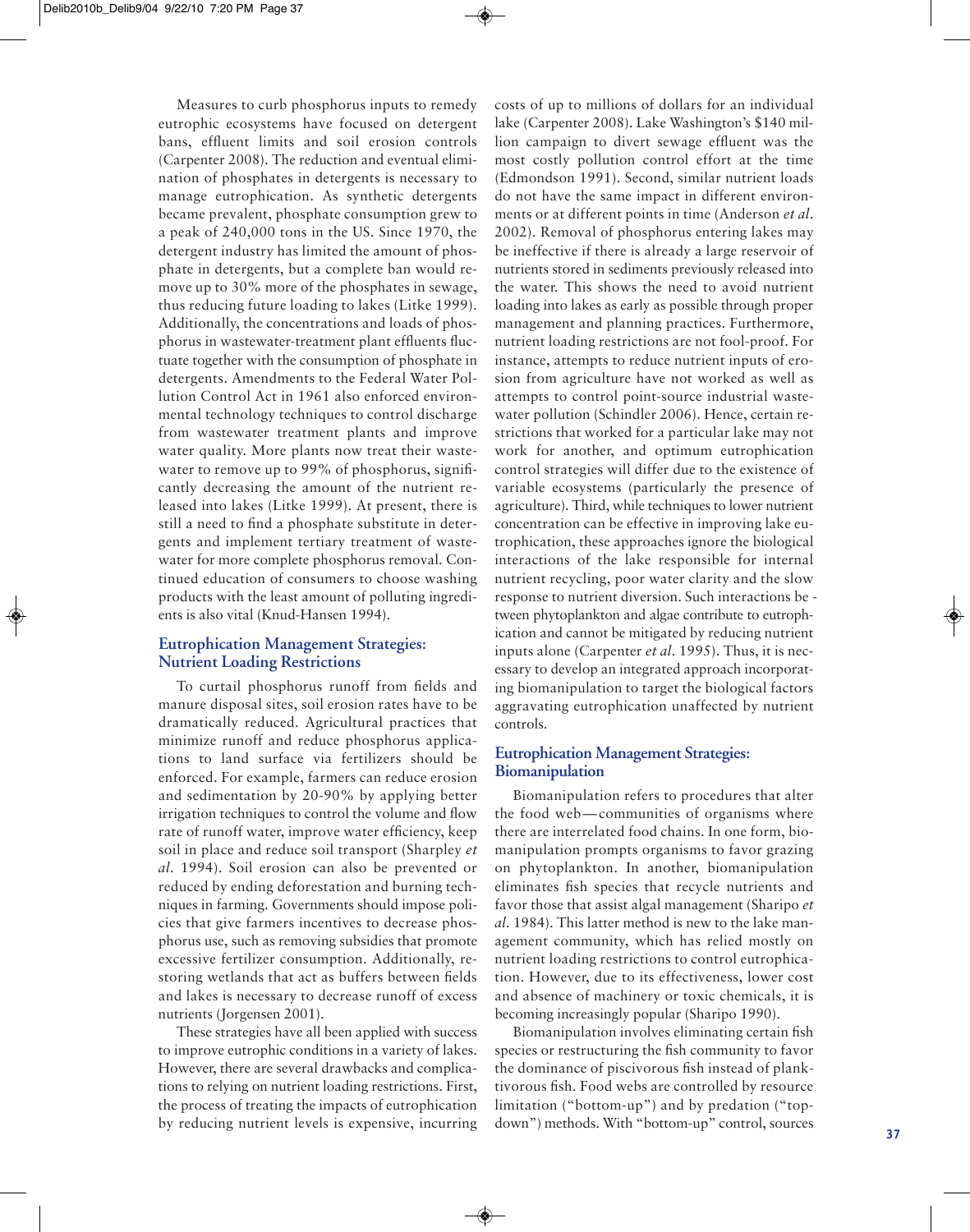Measures to curb phosphorus inputs to remedy eutrophic ecosystems have focused on detergent bans, effluent limits and soil erosion controls (Carpenter 2008). The reduction and eventual elimination of phosphates in detergents is necessary to manage eutrophication. As synthetic detergents became prevalent, phosphate consumption grew to a peak of 240,000 tons in the US. Since 1970, the detergent industry has limited the amount of phosphate in detergents, but a complete ban would remove up to 30% more of the phosphates in sewage, thus reducing future loading to lakes (Litke 1999). Additionally, the concentrations and loads of phosphorus in wastewater-treatment plant effluents fluctuate together with the consumption of phosphate in detergents. Amendments to the Federal Water Pollution Control Act in 1961 also enforced environmental technology techniques to control discharge from wastewater treatment plants and improve water quality. More plants now treat their wastewater to remove up to 99% of phosphorus, significantly decreasing the amount of the nutrient released into lakes (Litke 1999). At present, there is still a need to find a phosphate substitute in detergents and implement tertiary treatment of wastewater for more complete phosphorus removal. Continued education of consumers to choose washing products with the least amount of polluting ingredients is also vital (Knud-Hansen 1994).

## Eutrophication Management Strategies: Nutrient Loading Restrictions

To curtail phosphorus runoff from fields and manure disposal sites, soil erosion rates have to be dramatically reduced. Agricultural practices that minimize runoff and reduce phosphorus applications to land surface via fertilizers should be enforced. For example, farmers can reduce erosion and sedimentation by 20-90% by applying better irrigation techniques to control the volume and flow rate of runoff water, improve water efficiency, keep soil in place and reduce soil transport (Sharpley *et al.* 1994). Soil erosion can also be prevented or reduced by ending deforestation and burning techniques in farming. Governments should impose policies that give farmers incentives to decrease phosphorus use, such as removing subsidies that promote excessive fertilizer consumption. Additionally, restoring wetlands that act as buffers between fields and lakes is necessary to decrease runoff of excess nutrients (Jorgensen 2001).

These strategies have all been applied with success to improve eutrophic conditions in a variety of lakes. However, there are several drawbacks and complications to relying on nutrient loading restrictions. First, the process of treating the impacts of eutrophication by reducing nutrient levels is expensive, incurring costs of up to millions of dollars for an individual lake (Carpenter 2008). Lake Washington's $140 million campaign to divert sewage effluent was the most costly pollution control effort at the time (Edmondson 1991). Second, similar nutrient loads do not have the same impact in different environments or at different points in time (Anderson *et al.* 2002). Removal of phosphorus entering lakes may be ineffective if there is already a large reservoir of nutrients stored in sediments previously released into the water. This shows the need to avoid nutrient loading into lakes as early as possible through proper management and planning practices. Furthermore, nutrient loading restrictions are not fool-proof. For instance, attempts to reduce nutrient inputs of erosion from agriculture have not worked as well as attempts to control point-source industrial wastewater pollution (Schindler 2006). Hence, certain restrictions that worked for a particular lake may not work for another, and optimum eutrophication control strategies will differ due to the existence of variable ecosystems (particularly the presence of agriculture). Third, while techniques to lower nutrient concentration can be effective in improving lake eutrophication, these approaches ignore the biological interactions of the lake responsible for internal nutrient recycling, poor water clarity and the slow response to nutrient diversion. Such interactions between phytoplankton and algae contribute to eutrophication and cannot be mitigated by reducing nutrient inputs alone (Carpenter *et al.* 1995). Thus, it is necessary to develop an integrated approach incorporating biomanipulation to target the biological factors aggravating eutrophication unaffected by nutrient controls.

## Eutrophication Management Strategies: Biomanipulation

Biomanipulation refers to procedures that alter the food web—communities of organisms where there are interrelated food chains. In one form, biomanipulation prompts organisms to favor grazing on phytoplankton. In another, biomanipulation eliminates fish species that recycle nutrients and favor those that assist algal management (Sharipo *et al.* 1984). This latter method is new to the lake management community, which has relied mostly on nutrient loading restrictions to control eutrophication. However, due to its effectiveness, lower cost and absence of machinery or toxic chemicals, it is becoming increasingly popular (Sharipo 1990).

Biomanipulation involves eliminating certain fish species or restructuring the fish community to favor the dominance of piscivorous fish instead of planktivorous fish. Food webs are controlled by resource limitation ("bottom-up") and by predation ("top-down") methods. With "bottom-up" control, sources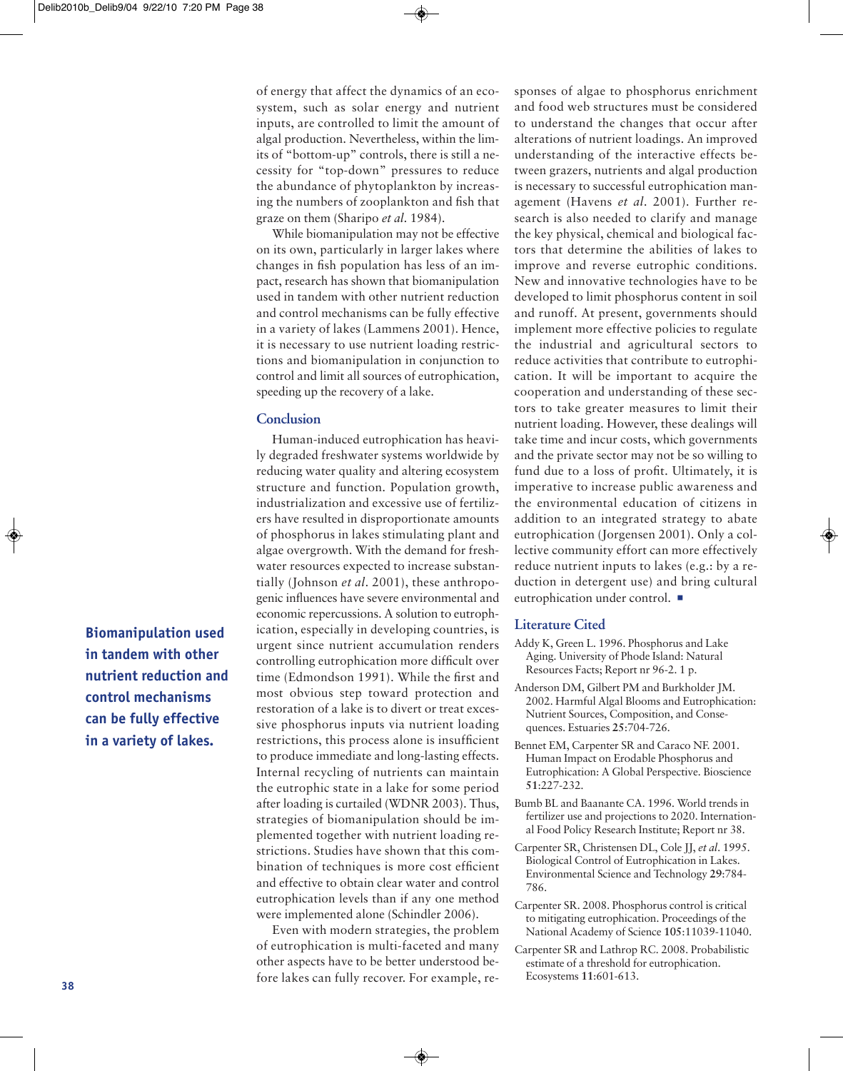of energy that affect the dynamics of an ecosystem, such as solar energy and nutrient inputs, are controlled to limit the amount of algal production. Nevertheless, within the limits of "bottom-up" controls, there is still a necessity for "top-down" pressures to reduce the abundance of phytoplankton by increasing the numbers of zooplankton and fish that graze on them (Sharipo *et al.* 1984).

While biomanipulation may not be effective on its own, particularly in larger lakes where changes in fish population has less of an impact, research has shown that biomanipulation used in tandem with other nutrient reduction and control mechanisms can be fully effective in a variety of lakes (Lammens 2001). Hence, it is necessary to use nutrient loading restrictions and biomanipulation in conjunction to control and limit all sources of eutrophication, speeding up the recovery of a lake.

**Biomanipulation used in tandem with other nutrient reduction and control mechanisms can be fully effective in a variety of lakes.**

## Conclusion

Human-induced eutrophication has heavily degraded freshwater systems worldwide by reducing water quality and altering ecosystem structure and function. Population growth, industrialization and excessive use of fertilizers have resulted in disproportionate amounts of phosphorus in lakes stimulating plant and algae overgrowth. With the demand for freshwater resources expected to increase substantially (Johnson *et al.* 2001), these anthropogenic influences have severe environmental and economic repercussions. A solution to eutrophication, especially in developing countries, is urgent since nutrient accumulation renders controlling eutrophication more difficult over time (Edmondson 1991). While the first and most obvious step toward protection and restoration of a lake is to divert or treat excessive phosphorus inputs via nutrient loading restrictions, this process alone is insufficient to produce immediate and long-lasting effects. Internal recycling of nutrients can maintain the eutrophic state in a lake for some period after loading is curtailed (WDNR 2003). Thus, strategies of biomanipulation should be implemented together with nutrient loading restrictions. Studies have shown that this combination of techniques is more cost efficient and effective to obtain clear water and control eutrophication levels than if any one method were implemented alone (Schindler 2006).

Even with modern strategies, the problem of eutrophication is multi-faceted and many other aspects have to be better understood before lakes can fully recover. For example, responses of algae to phosphorus enrichment and food web structures must be considered to understand the changes that occur after alterations of nutrient loadings. An improved understanding of the interactive effects between grazers, nutrients and algal production is necessary to successful eutrophication management (Havens *et al.* 2001). Further research is also needed to clarify and manage the key physical, chemical and biological factors that determine the abilities of lakes to improve and reverse eutrophic conditions. New and innovative technologies have to be developed to limit phosphorus content in soil and runoff. At present, governments should implement more effective policies to regulate the industrial and agricultural sectors to reduce activities that contribute to eutrophication. It will be important to acquire the cooperation and understanding of these sectors to take greater measures to limit their nutrient loading. However, these dealings will take time and incur costs, which governments and the private sector may not be so willing to fund due to a loss of profit. Ultimately, it is imperative to increase public awareness and the environmental education of citizens in addition to an integrated strategy to abate eutrophication (Jorgensen 2001). Only a collective community effort can more effectively reduce nutrient inputs to lakes (e.g.: by a reduction in detergent use) and bring cultural eutrophication under control. ■

## Literature Cited

Addy K, Green L. 1996. Phosphorus and Lake Aging. University of Phode Island: Natural Resources Facts; Report nr 96-2. 1 p.

Anderson DM, Gilbert PM and Burkholder JM. 2002. Harmful Algal Blooms and Eutrophication: Nutrient Sources, Composition, and Consequences. Estuaries **25**:704-726.

Bennet EM, Carpenter SR and Caraco NF. 2001. Human Impact on Erodable Phosphorus and Eutrophication: A Global Perspective. Bioscience **51**:227-232.

Bumb BL and Baanante CA. 1996. World trends in fertilizer use and projections to 2020. International Food Policy Research Institute; Report nr 38.

Carpenter SR, Christensen DL, Cole JJ, *et al.* 1995. Biological Control of Eutrophication in Lakes. Environmental Science and Technology **29**:784-786.

Carpenter SR. 2008. Phosphorus control is critical to mitigating eutrophication. Proceedings of the National Academy of Science **105**:11039-11040.

Carpenter SR and Lathrop RC. 2008. Probabilistic estimate of a threshold for eutrophication. Ecosystems **11**:601-613.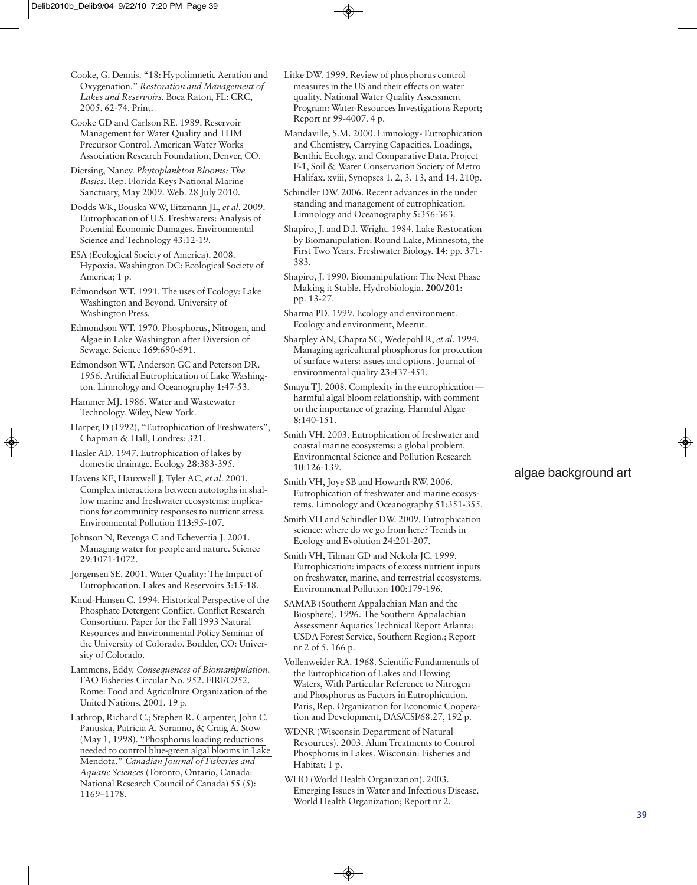Cooke, G. Dennis. "18: Hypolimnetic Aeration and Oxygenation." *Restoration and Management of Lakes and Reservoirs*. Boca Raton, FL: CRC, 2005. 62-74. Print.

Cooke GD and Carlson RE. 1989. Reservoir Management for Water Quality and THM Precursor Control. American Water Works Association Research Foundation, Denver, CO.

Diersing, Nancy. *Phytoplankton Blooms: The Basics*. Rep. Florida Keys National Marine Sanctuary, May 2009. Web. 28 July 2010.

Dodds WK, Bouska WW, Eitzmann JL, *et al*. 2009. Eutrophication of U.S. Freshwaters: Analysis of Potential Economic Damages. Environmental Science and Technology **43**:12-19.

ESA (Ecological Society of America). 2008. Hypoxia. Washington DC: Ecological Society of America; 1 p.

Edmondson WT. 1991. The uses of Ecology: Lake Washington and Beyond. University of Washington Press.

Edmondson WT. 1970. Phosphorus, Nitrogen, and Algae in Lake Washington after Diversion of Sewage. Science **169**:690-691.

Edmondson WT, Anderson GC and Peterson DR. 1956. Artificial Eutrophication of Lake Washington. Limnology and Oceanography **1**:47-53.

Hammer MJ. 1986. Water and Wastewater Technology. Wiley, New York.

Harper, D (1992), "Eutrophication of Freshwaters", Chapman & Hall, Londres: 321.

Hasler AD. 1947. Eutrophication of lakes by domestic drainage. Ecology **28**:383-395.

Havens KE, Hauxwell J, Tyler AC, *et al*. 2001. Complex interactions between autotophs in shallow marine and freshwater ecosystems: implications for community responses to nutrient stress. Environmental Pollution **113**:95-107.

Johnson N, Revenga C and Echeverria J. 2001. Managing water for people and nature. Science **29**:1071-1072.

Jorgensen SE. 2001. Water Quality: The Impact of Eutrophication. Lakes and Reservoirs **3**:15-18.

Knud-Hansen C. 1994. Historical Perspective of the Phosphate Detergent Conflict. Conflict Research Consortium. Paper for the Fall 1993 Natural Resources and Environmental Policy Seminar of the University of Colorado. Boulder, CO: University of Colorado.

Lammens, Eddy. *Consequences of Biomanipulation*. FAO Fisheries Circular No. 952. FIRI/C952. Rome: Food and Agriculture Organization of the United Nations, 2001. 19 p.

Lathrop, Richard C.; Stephen R. Carpenter, John C. Panuska, Patricia A. Soranno, & Craig A. Stow (May 1, 1998). "Phosphorus loading reductions needed to control blue-green algal blooms in Lake Mendota." *Canadian Journal of Fisheries and Aquatic Sciences* (Toronto, Ontario, Canada: National Research Council of Canada) **55** (5): 1169–1178.

Litke DW. 1999. Review of phosphorus control measures in the US and their effects on water quality. National Water Quality Assessment Program: Water-Resources Investigations Report; Report nr 99-4007. 4 p.

Mandaville, S.M. 2000. Limnology- Eutrophication and Chemistry, Carrying Capacities, Loadings, Benthic Ecology, and Comparative Data. Project F-1, Soil & Water Conservation Society of Metro Halifax. xviii, Synopses 1, 2, 3, 13, and 14. 210p.

Schindler DW. 2006. Recent advances in the under standing and management of eutrophication. Limnology and Oceanography **5**:356-363.

Shapiro, J. and D.I. Wright. 1984. Lake Restoration by Biomanipulation: Round Lake, Minnesota, the First Two Years. Freshwater Biology. **14**: pp. 371-383.

Shapiro, J. 1990. Biomanipulation: The Next Phase Making it Stable. Hydrobiologia. **200/201**: pp. 13-27.

Sharma PD. 1999. Ecology and environment. Ecology and environment, Meerut.

Sharpley AN, Chapra SC, Wedepohl R, *et al*. 1994. Managing agricultural phosphorus for protection of surface waters: issues and options. Journal of environmental quality **23**:437-451.

Smaya TJ. 2008. Complexity in the eutrophication—harmful algal bloom relationship, with comment on the importance of grazing. Harmful Algae **8**:140-151.

Smith VH. 2003. Eutrophication of freshwater and coastal marine ecosystems: a global problem. Environmental Science and Pollution Research **10**:126-139.

Smith VH, Joye SB and Howarth RW. 2006. Eutrophication of freshwater and marine ecosystems. Limnology and Oceanography **51**:351-355.

Smith VH and Schindler DW. 2009. Eutrophication science: where do we go from here? Trends in Ecology and Evolution **24**:201-207.

Smith VH, Tilman GD and Nekola JC. 1999. Eutrophication: impacts of excess nutrient inputs on freshwater, marine, and terrestrial ecosystems. Environmental Pollution **100**:179-196.

SAMAB (Southern Appalachian Man and the Biosphere). 1996. The Southern Appalachian Assessment Aquatics Technical Report Atlanta: USDA Forest Service, Southern Region.; Report nr 2 of 5. 166 p.

Vollenweider RA. 1968. Scientific Fundamentals of the Eutrophication of Lakes and Flowing Waters, With Particular Reference to Nitrogen and Phosphorus as Factors in Eutrophication. Paris, Rep. Organization for Economic Cooperation and Development, DAS/CSI/68.27, 192 p.

WDNR (Wisconsin Department of Natural Resources). 2003. Alum Treatments to Control Phosphorus in Lakes. Wisconsin: Fisheries and Habitat; 1 p.

WHO (World Health Organization). 2003. Emerging Issues in Water and Infectious Disease. World Health Organization; Report nr 2.

algae background art